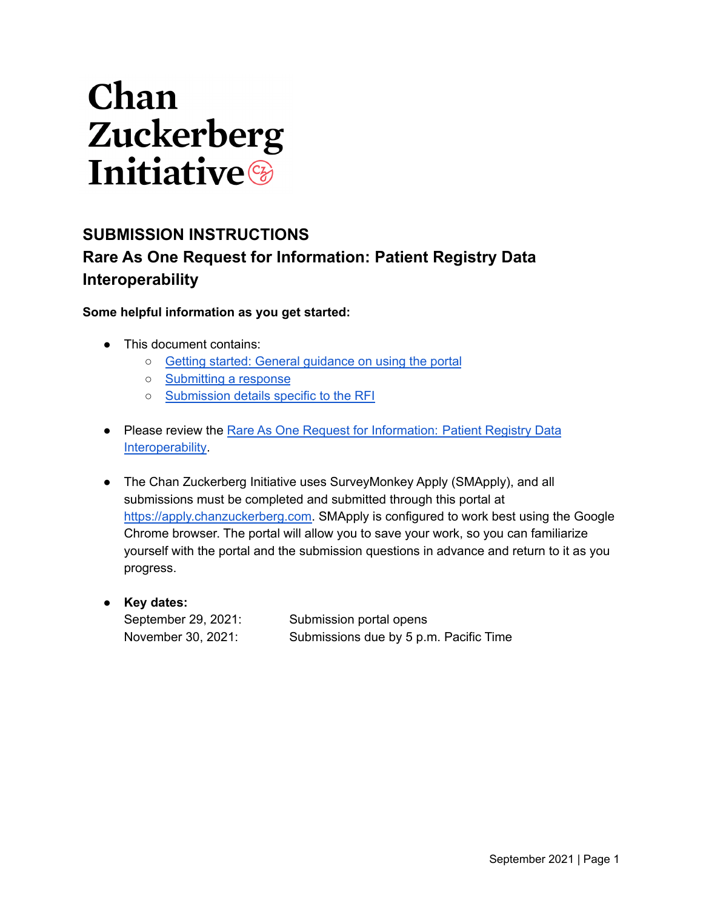# Chan Zuckerberg Initiative

## SUBMISSION INSTRUCTIONS

## Rare As One Request for Information: Patient Registry Data Interoperability

**Some helpful information as you get started:**

- This document contains:
    - Getting started: General guidance on using the portal
    - Submitting a response
    - Submission details specific to the RFI

- Please review the Rare As One Request for Information: Patient Registry Data Interoperability.

- The Chan Zuckerberg Initiative uses SurveyMonkey Apply (SMApply), and all submissions must be completed and submitted through this portal at https://apply.chanzuckerberg.com. SMApply is configured to work best using the Google Chrome browser. The portal will allow you to save your work, so you can familiarize yourself with the portal and the submission questions in advance and return to it as you progress.

- **Key dates:**

| | |
|---|---|
| September 29, 2021: | Submission portal opens |
| November 30, 2021: | Submissions due by 5 p.m. Pacific Time |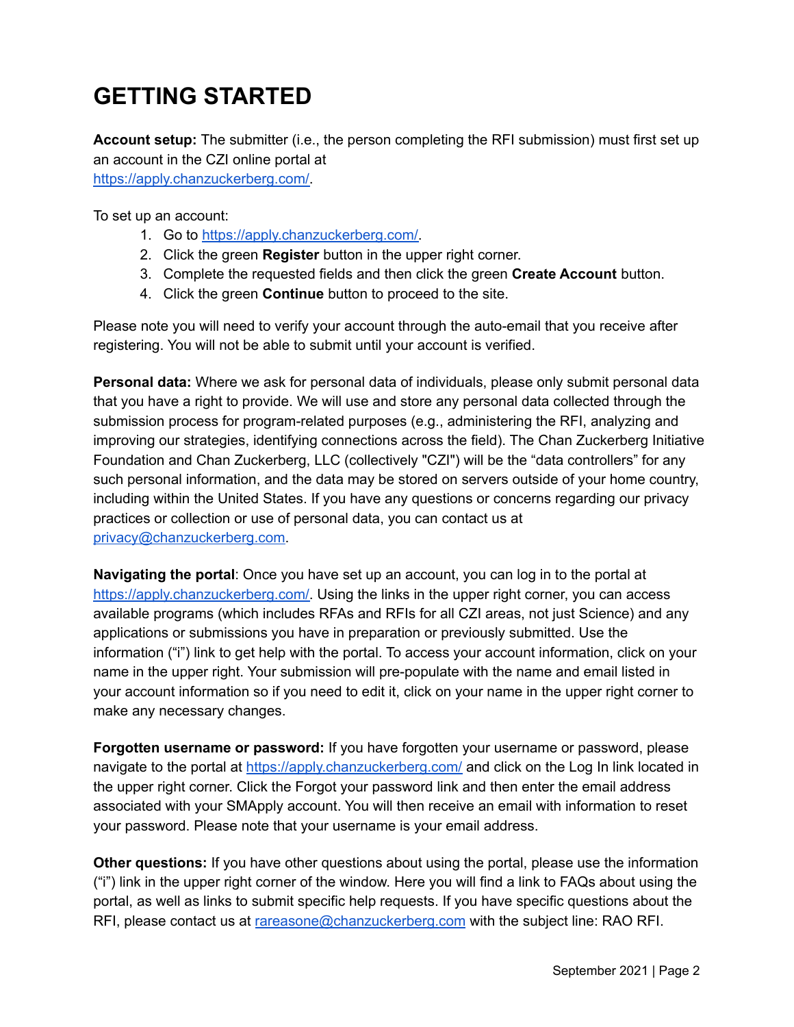# GETTING STARTED

**Account setup:** The submitter (i.e., the person completing the RFI submission) must first set up an account in the CZI online portal at https://apply.chanzuckerberg.com/.

To set up an account:

1. Go to https://apply.chanzuckerberg.com/.
2. Click the green **Register** button in the upper right corner.
3. Complete the requested fields and then click the green **Create Account** button.
4. Click the green **Continue** button to proceed to the site.

Please note you will need to verify your account through the auto-email that you receive after registering. You will not be able to submit until your account is verified.

**Personal data:** Where we ask for personal data of individuals, please only submit personal data that you have a right to provide. We will use and store any personal data collected through the submission process for program-related purposes (e.g., administering the RFI, analyzing and improving our strategies, identifying connections across the field). The Chan Zuckerberg Initiative Foundation and Chan Zuckerberg, LLC (collectively "CZI") will be the "data controllers" for any such personal information, and the data may be stored on servers outside of your home country, including within the United States. If you have any questions or concerns regarding our privacy practices or collection or use of personal data, you can contact us at privacy@chanzuckerberg.com.

**Navigating the portal**: Once you have set up an account, you can log in to the portal at https://apply.chanzuckerberg.com/. Using the links in the upper right corner, you can access available programs (which includes RFAs and RFIs for all CZI areas, not just Science) and any applications or submissions you have in preparation or previously submitted. Use the information ("i") link to get help with the portal. To access your account information, click on your name in the upper right. Your submission will pre-populate with the name and email listed in your account information so if you need to edit it, click on your name in the upper right corner to make any necessary changes.

**Forgotten username or password:** If you have forgotten your username or password, please navigate to the portal at https://apply.chanzuckerberg.com/ and click on the Log In link located in the upper right corner. Click the Forgot your password link and then enter the email address associated with your SMApply account. You will then receive an email with information to reset your password. Please note that your username is your email address.

**Other questions:** If you have other questions about using the portal, please use the information ("i") link in the upper right corner of the window. Here you will find a link to FAQs about using the portal, as well as links to submit specific help requests. If you have specific questions about the RFI, please contact us at rareasone@chanzuckerberg.com with the subject line: RAO RFI.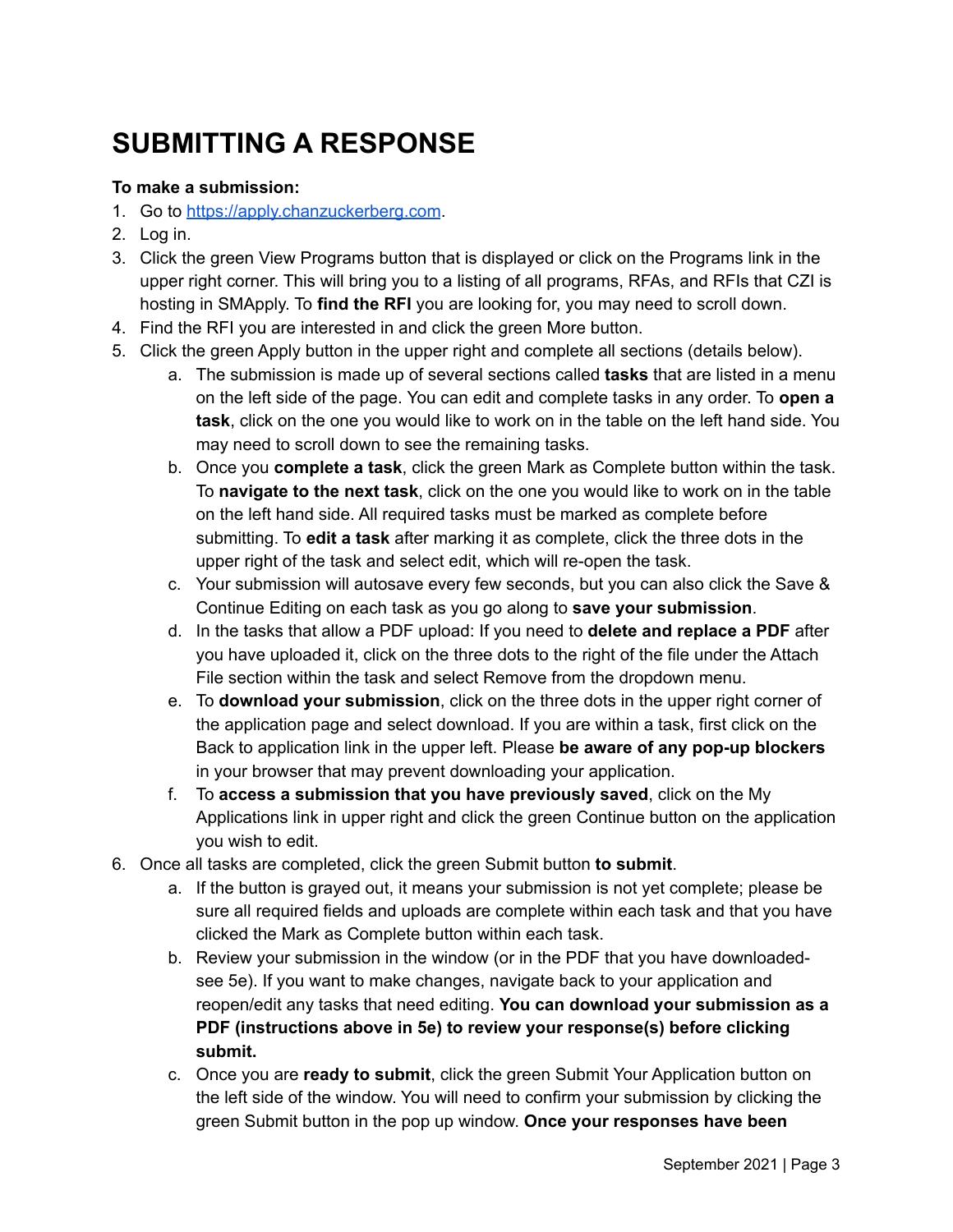# SUBMITTING A RESPONSE

**To make a submission:**

1. Go to [https://apply.chanzuckerberg.com](https://apply.chanzuckerberg.com).
2. Log in.
3. Click the green View Programs button that is displayed or click on the Programs link in the upper right corner. This will bring you to a listing of all programs, RFAs, and RFIs that CZI is hosting in SMApply. To **find the RFI** you are looking for, you may need to scroll down.
4. Find the RFI you are interested in and click the green More button.
5. Click the green Apply button in the upper right and complete all sections (details below).
   a. The submission is made up of several sections called **tasks** that are listed in a menu on the left side of the page. You can edit and complete tasks in any order. To **open a task**, click on the one you would like to work on in the table on the left hand side. You may need to scroll down to see the remaining tasks.
   b. Once you **complete a task**, click the green Mark as Complete button within the task. To **navigate to the next task**, click on the one you would like to work on in the table on the left hand side. All required tasks must be marked as complete before submitting. To **edit a task** after marking it as complete, click the three dots in the upper right of the task and select edit, which will re-open the task.
   c. Your submission will autosave every few seconds, but you can also click the Save & Continue Editing on each task as you go along to **save your submission**.
   d. In the tasks that allow a PDF upload: If you need to **delete and replace a PDF** after you have uploaded it, click on the three dots to the right of the file under the Attach File section within the task and select Remove from the dropdown menu.
   e. To **download your submission**, click on the three dots in the upper right corner of the application page and select download. If you are within a task, first click on the Back to application link in the upper left. Please **be aware of any pop-up blockers** in your browser that may prevent downloading your application.
   f. To **access a submission that you have previously saved**, click on the My Applications link in upper right and click the green Continue button on the application you wish to edit.
6. Once all tasks are completed, click the green Submit button **to submit**.
   a. If the button is grayed out, it means your submission is not yet complete; please be sure all required fields and uploads are complete within each task and that you have clicked the Mark as Complete button within each task.
   b. Review your submission in the window (or in the PDF that you have downloaded- see 5e). If you want to make changes, navigate back to your application and reopen/edit any tasks that need editing. **You can download your submission as a PDF (instructions above in 5e) to review your response(s) before clicking submit.**
   c. Once you are **ready to submit**, click the green Submit Your Application button on the left side of the window. You will need to confirm your submission by clicking the green Submit button in the pop up window. **Once your responses have been**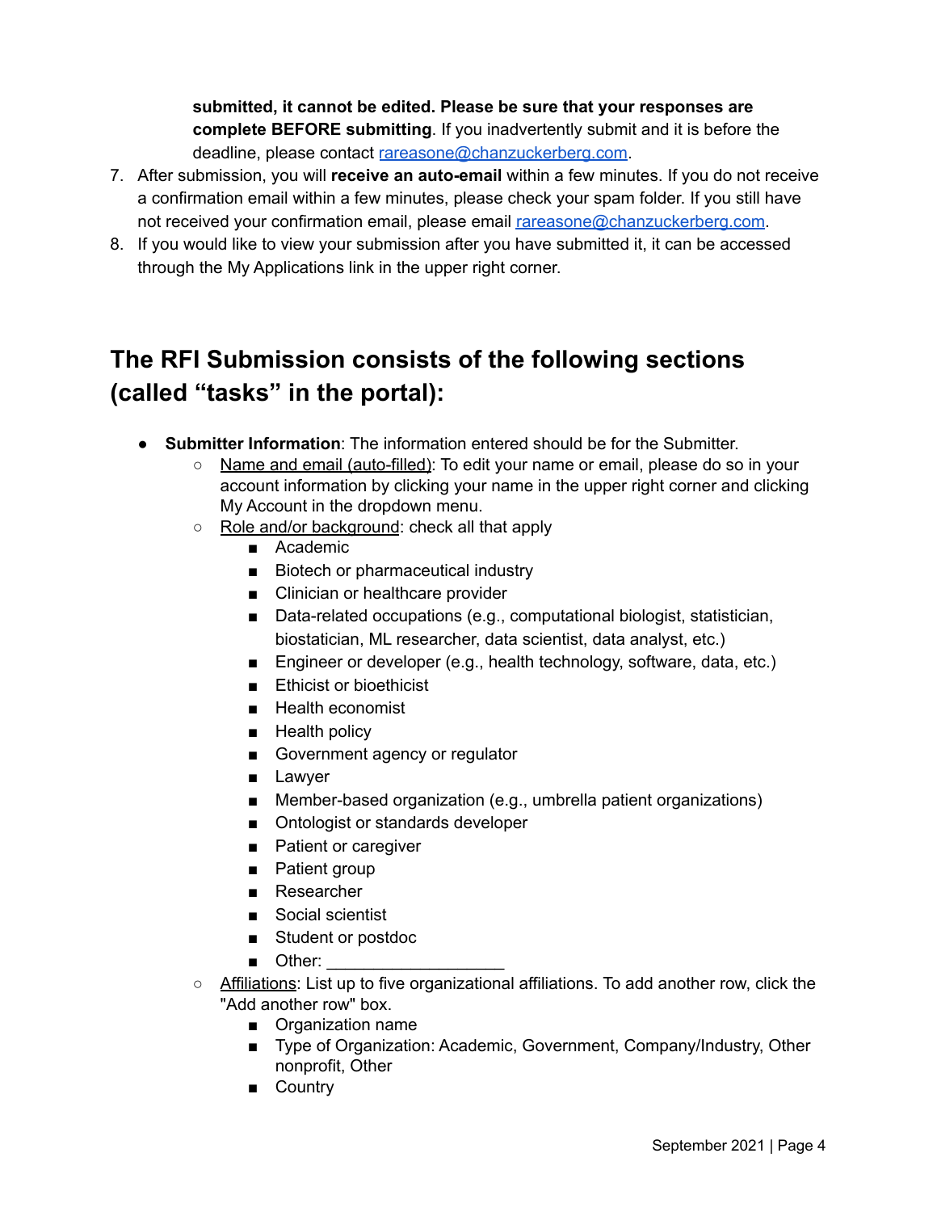**submitted, it cannot be edited. Please be sure that your responses are complete BEFORE submitting**. If you inadvertently submit and it is before the deadline, please contact [rareasone@chanzuckerberg.com](mailto:rareasone@chanzuckerberg.com).

7. After submission, you will **receive an auto-email** within a few minutes. If you do not receive a confirmation email within a few minutes, please check your spam folder. If you still have not received your confirmation email, please email [rareasone@chanzuckerberg.com](mailto:rareasone@chanzuckerberg.com).
8. If you would like to view your submission after you have submitted it, it can be accessed through the My Applications link in the upper right corner.

## The RFI Submission consists of the following sections (called "tasks" in the portal):

- **Submitter Information**: The information entered should be for the Submitter.
  - Name and email (auto-filled): To edit your name or email, please do so in your account information by clicking your name in the upper right corner and clicking My Account in the dropdown menu.
  - Role and/or background: check all that apply
    - Academic
    - Biotech or pharmaceutical industry
    - Clinician or healthcare provider
    - Data-related occupations (e.g., computational biologist, statistician, biostatician, ML researcher, data scientist, data analyst, etc.)
    - Engineer or developer (e.g., health technology, software, data, etc.)
    - Ethicist or bioethicist
    - Health economist
    - Health policy
    - Government agency or regulator
    - Lawyer
    - Member-based organization (e.g., umbrella patient organizations)
    - Ontologist or standards developer
    - Patient or caregiver
    - Patient group
    - Researcher
    - Social scientist
    - Student or postdoc
    - Other: ___________________
  - Affiliations: List up to five organizational affiliations. To add another row, click the "Add another row" box.
    - Organization name
    - Type of Organization: Academic, Government, Company/Industry, Other nonprofit, Other
    - Country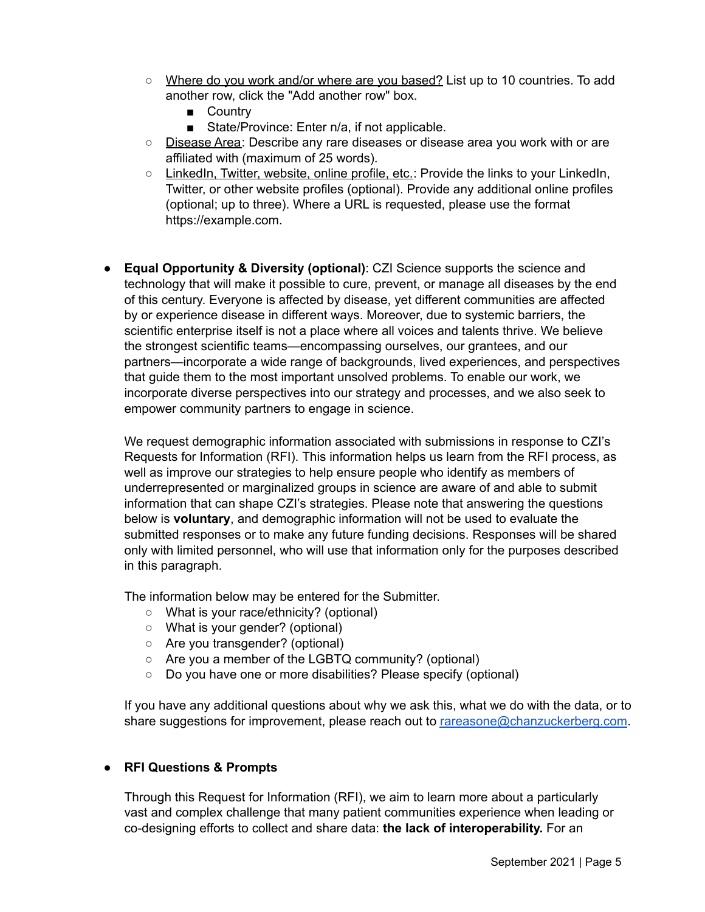- Where do you work and/or where are you based? List up to 10 countries. To add another row, click the "Add another row" box.
  - Country
  - State/Province: Enter n/a, if not applicable.
- Disease Area: Describe any rare diseases or disease area you work with or are affiliated with (maximum of 25 words).
- LinkedIn, Twitter, website, online profile, etc.: Provide the links to your LinkedIn, Twitter, or other website profiles (optional). Provide any additional online profiles (optional; up to three). Where a URL is requested, please use the format https://example.com.

- **Equal Opportunity & Diversity (optional)**: CZI Science supports the science and technology that will make it possible to cure, prevent, or manage all diseases by the end of this century. Everyone is affected by disease, yet different communities are affected by or experience disease in different ways. Moreover, due to systemic barriers, the scientific enterprise itself is not a place where all voices and talents thrive. We believe the strongest scientific teams—encompassing ourselves, our grantees, and our partners—incorporate a wide range of backgrounds, lived experiences, and perspectives that guide them to the most important unsolved problems. To enable our work, we incorporate diverse perspectives into our strategy and processes, and we also seek to empower community partners to engage in science.

  We request demographic information associated with submissions in response to CZI's Requests for Information (RFI). This information helps us learn from the RFI process, as well as improve our strategies to help ensure people who identify as members of underrepresented or marginalized groups in science are aware of and able to submit information that can shape CZI's strategies. Please note that answering the questions below is **voluntary**, and demographic information will not be used to evaluate the submitted responses or to make any future funding decisions. Responses will be shared only with limited personnel, who will use that information only for the purposes described in this paragraph.

  The information below may be entered for the Submitter.
  - What is your race/ethnicity? (optional)
  - What is your gender? (optional)
  - Are you transgender? (optional)
  - Are you a member of the LGBTQ community? (optional)
  - Do you have one or more disabilities? Please specify (optional)

  If you have any additional questions about why we ask this, what we do with the data, or to share suggestions for improvement, please reach out to rareasone@chanzuckerberg.com.

- **RFI Questions & Prompts**

  Through this Request for Information (RFI), we aim to learn more about a particularly vast and complex challenge that many patient communities experience when leading or co-designing efforts to collect and share data: **the lack of interoperability.** For an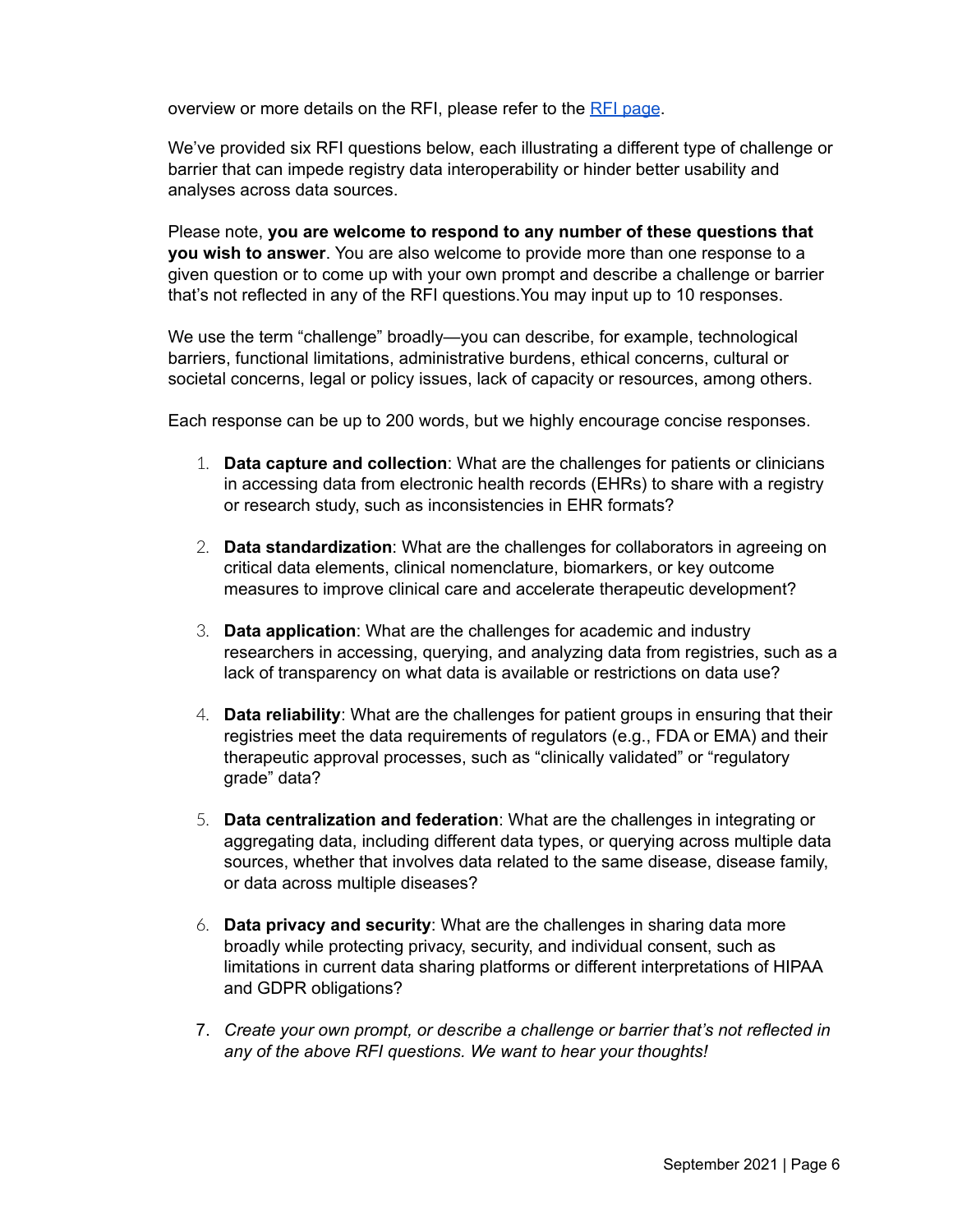overview or more details on the RFI, please refer to the [RFI page](#).

We've provided six RFI questions below, each illustrating a different type of challenge or barrier that can impede registry data interoperability or hinder better usability and analyses across data sources.

Please note, **you are welcome to respond to any number of these questions that you wish to answer**. You are also welcome to provide more than one response to a given question or to come up with your own prompt and describe a challenge or barrier that's not reflected in any of the RFI questions.You may input up to 10 responses.

We use the term "challenge" broadly—you can describe, for example, technological barriers, functional limitations, administrative burdens, ethical concerns, cultural or societal concerns, legal or policy issues, lack of capacity or resources, among others.

Each response can be up to 200 words, but we highly encourage concise responses.

1. **Data capture and collection**: What are the challenges for patients or clinicians in accessing data from electronic health records (EHRs) to share with a registry or research study, such as inconsistencies in EHR formats?
2. **Data standardization**: What are the challenges for collaborators in agreeing on critical data elements, clinical nomenclature, biomarkers, or key outcome measures to improve clinical care and accelerate therapeutic development?
3. **Data application**: What are the challenges for academic and industry researchers in accessing, querying, and analyzing data from registries, such as a lack of transparency on what data is available or restrictions on data use?
4. **Data reliability**: What are the challenges for patient groups in ensuring that their registries meet the data requirements of regulators (e.g., FDA or EMA) and their therapeutic approval processes, such as "clinically validated" or "regulatory grade" data?
5. **Data centralization and federation**: What are the challenges in integrating or aggregating data, including different data types, or querying across multiple data sources, whether that involves data related to the same disease, disease family, or data across multiple diseases?
6. **Data privacy and security**: What are the challenges in sharing data more broadly while protecting privacy, security, and individual consent, such as limitations in current data sharing platforms or different interpretations of HIPAA and GDPR obligations?
7. *Create your own prompt, or describe a challenge or barrier that's not reflected in any of the above RFI questions. We want to hear your thoughts!*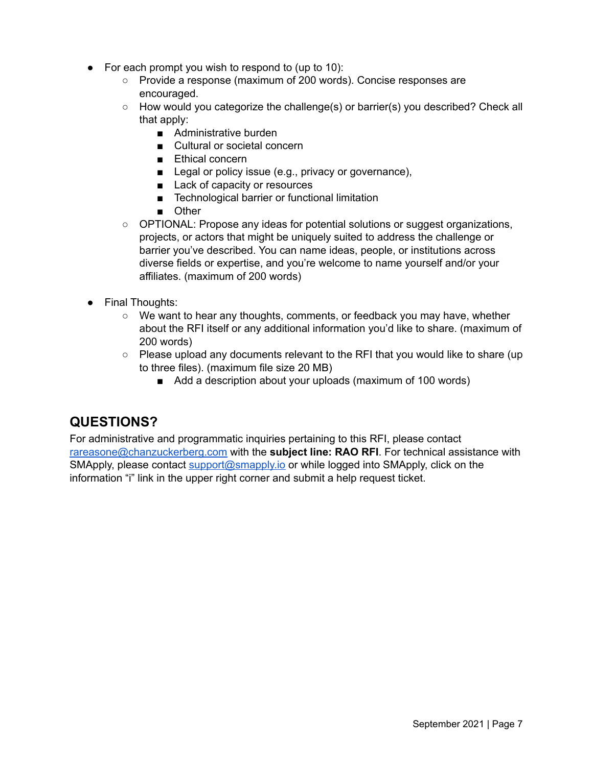- For each prompt you wish to respond to (up to 10):
  - Provide a response (maximum of 200 words). Concise responses are encouraged.
  - How would you categorize the challenge(s) or barrier(s) you described? Check all that apply:
    - Administrative burden
    - Cultural or societal concern
    - Ethical concern
    - Legal or policy issue (e.g., privacy or governance),
    - Lack of capacity or resources
    - Technological barrier or functional limitation
    - Other
  - OPTIONAL: Propose any ideas for potential solutions or suggest organizations, projects, or actors that might be uniquely suited to address the challenge or barrier you've described. You can name ideas, people, or institutions across diverse fields or expertise, and you're welcome to name yourself and/or your affiliates. (maximum of 200 words)

- Final Thoughts:
  - We want to hear any thoughts, comments, or feedback you may have, whether about the RFI itself or any additional information you'd like to share. (maximum of 200 words)
  - Please upload any documents relevant to the RFI that you would like to share (up to three files). (maximum file size 20 MB)
    - Add a description about your uploads (maximum of 100 words)

## QUESTIONS?

For administrative and programmatic inquiries pertaining to this RFI, please contact rareasone@chanzuckerberg.com with the **subject line: RAO RFI**. For technical assistance with SMApply, please contact support@smapply.io or while logged into SMApply, click on the information "i" link in the upper right corner and submit a help request ticket.